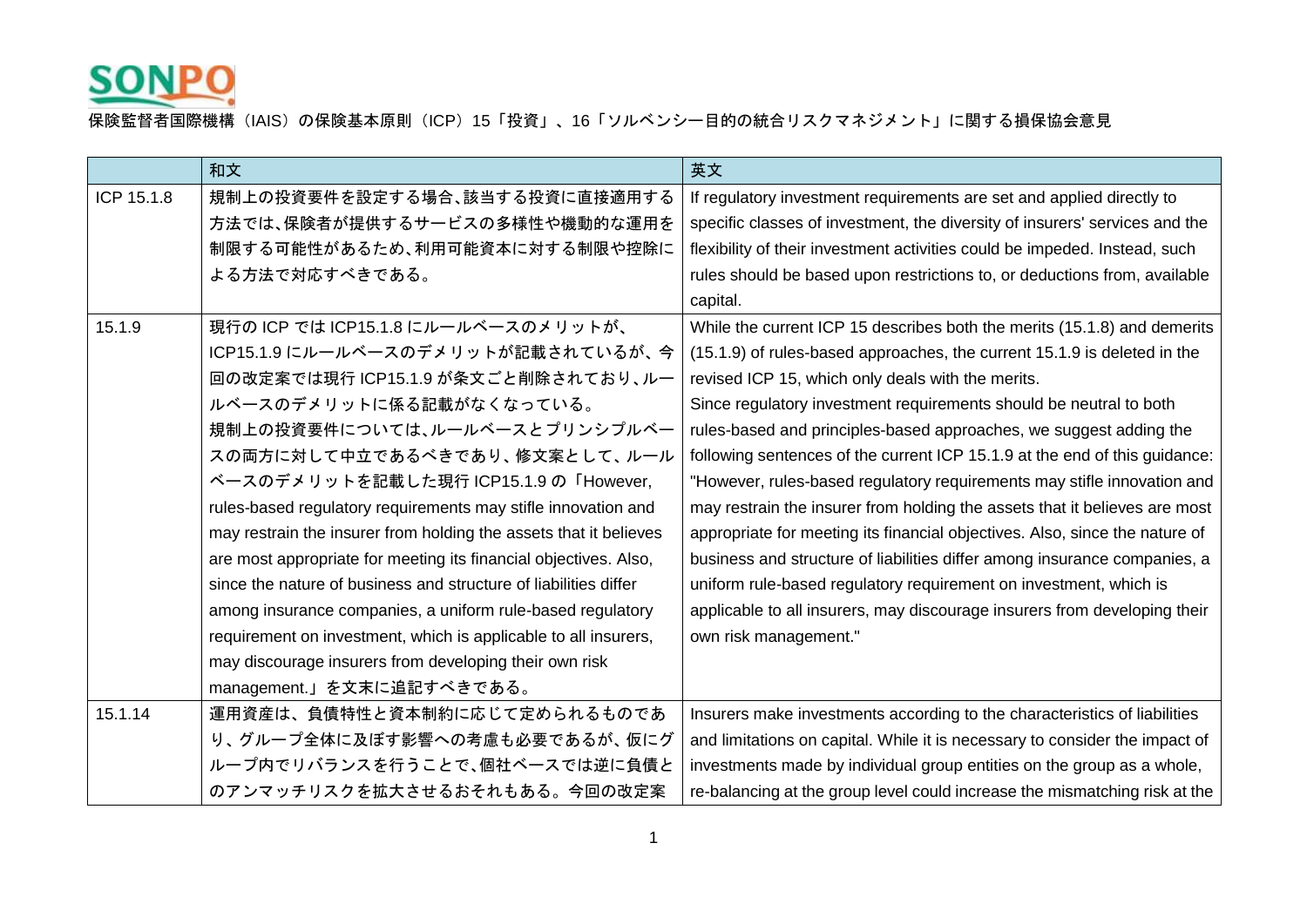SONPO

保険監督者国際機構（IAIS）の保険基本原則（ICP）15「投資」、16「ソルベンシー目的の統合リスクマネジメント」に関する損保協会意見

| | 和文 | 英文 |
|---|---|---|
| ICP 15.1.8 | 規制上の投資要件を設定する場合、該当する投資に直接適用する方法では、保険者が提供するサービスの多様性や機動的な運用を制限する可能性があるため、利用可能資本に対する制限や控除による方法で対応すべきである。 | If regulatory investment requirements are set and applied directly to specific classes of investment, the diversity of insurers' services and the flexibility of their investment activities could be impeded. Instead, such rules should be based upon restrictions to, or deductions from, available capital. |
| 15.1.9 | 現行の ICP では ICP15.1.8 にルールベースのメリットが、ICP15.1.9 にルールベースのデメリットが記載されているが、今回の改定案では現行 ICP15.1.9 が条文ごと削除されており、ルールベースのデメリットに係る記載がなくなっている。<br>規制上の投資要件については、ルールベースとプリンシプルベースの両方に対して中立であるべきであり、修文案として、ルールベースのデメリットを記載した現行 ICP15.1.9 の「However, rules-based regulatory requirements may stifle innovation and may restrain the insurer from holding the assets that it believes are most appropriate for meeting its financial objectives. Also, since the nature of business and structure of liabilities differ among insurance companies, a uniform rule-based regulatory requirement on investment, which is applicable to all insurers, may discourage insurers from developing their own risk management.」を文末に追記すべきである。 | While the current ICP 15 describes both the merits (15.1.8) and demerits (15.1.9) of rules-based approaches, the current 15.1.9 is deleted in the revised ICP 15, which only deals with the merits.<br>Since regulatory investment requirements should be neutral to both rules-based and principles-based approaches, we suggest adding the following sentences of the current ICP 15.1.9 at the end of this guidance: "However, rules-based regulatory requirements may stifle innovation and may restrain the insurer from holding the assets that it believes are most appropriate for meeting its financial objectives. Also, since the nature of business and structure of liabilities differ among insurance companies, a uniform rule-based regulatory requirement on investment, which is applicable to all insurers, may discourage insurers from developing their own risk management." |
| 15.1.14 | 運用資産は、負債特性と資本制約に応じて定められるものであり、グループ全体に及ぼす影響への考慮も必要であるが、仮にグループ内でリバランスを行うことで、個社ベースでは逆に負債とのアンマッチリスクを拡大させるおそれもある。今回の改定案 | Insurers make investments according to the characteristics of liabilities and limitations on capital. While it is necessary to consider the impact of investments made by individual group entities on the group as a whole, re-balancing at the group level could increase the mismatching risk at the |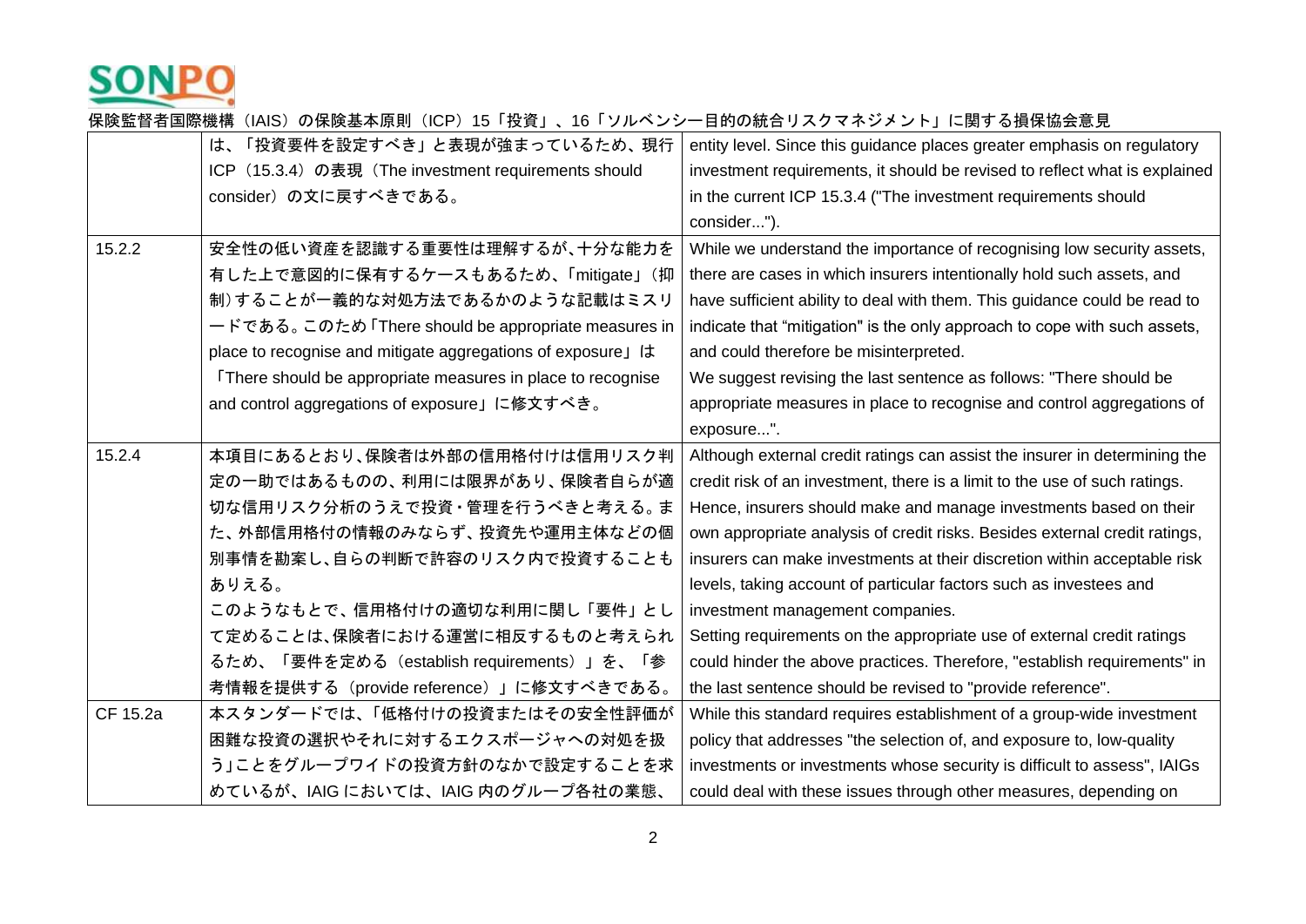| | | |
|---|---|---|
| | は、「投資要件を設定すべき」と表現が強まっているため、現行ICP（15.3.4）の表現（The investment requirements should consider）の文に戻すべきである。 | entity level. Since this guidance places greater emphasis on regulatory investment requirements, it should be revised to reflect what is explained in the current ICP 15.3.4 ("The investment requirements should consider..."). |
| 15.2.2 | 安全性の低い資産を認識する重要性は理解するが、十分な能力を有した上で意図的に保有するケースもあるため、「mitigate」（抑制）することが一義的な対処方法であるかのような記載はミスリードである。このため「There should be appropriate measures in place to recognise and mitigate aggregations of exposure」は「There should be appropriate measures in place to recognise and control aggregations of exposure」に修文すべき。 | While we understand the importance of recognising low security assets, there are cases in which insurers intentionally hold such assets, and have sufficient ability to deal with them. This guidance could be read to indicate that "mitigation" is the only approach to cope with such assets, and could therefore be misinterpreted.<br>We suggest revising the last sentence as follows: "There should be appropriate measures in place to recognise and control aggregations of exposure...". |
| 15.2.4 | 本項目にあるとおり、保険者は外部の信用格付けは信用リスク判定の一助ではあるものの、利用には限界があり、保険者自らが適切な信用リスク分析のうえで投資・管理を行うべきと考える。また、外部信用格付の情報のみならず、投資先や運用主体などの個別事情を勘案し、自らの判断で許容のリスク内で投資することもありえる。<br>このようなもとで、信用格付けの適切な利用に関し「要件」として定めることは、保険者における運営に相反するものと考えられるため、「要件を定める（establish requirements）」を、「参考情報を提供する（provide reference）」に修文すべきである。 | Although external credit ratings can assist the insurer in determining the credit risk of an investment, there is a limit to the use of such ratings. Hence, insurers should make and manage investments based on their own appropriate analysis of credit risks. Besides external credit ratings, insurers can make investments at their discretion within acceptable risk levels, taking account of particular factors such as investees and investment management companies.<br>Setting requirements on the appropriate use of external credit ratings could hinder the above practices. Therefore, "establish requirements" in the last sentence should be revised to "provide reference". |
| CF 15.2a | 本スタンダードでは、「低格付けの投資またはその安全性評価が困難な投資の選択やそれに対するエクスポージャへの対処を扱う」ことをグループワイドの投資方針のなかで設定することを求めているが、IAIG においては、IAIG 内のグループ各社の業態、 | While this standard requires establishment of a group-wide investment policy that addresses "the selection of, and exposure to, low-quality investments or investments whose security is difficult to assess", IAIGs could deal with these issues through other measures, depending on |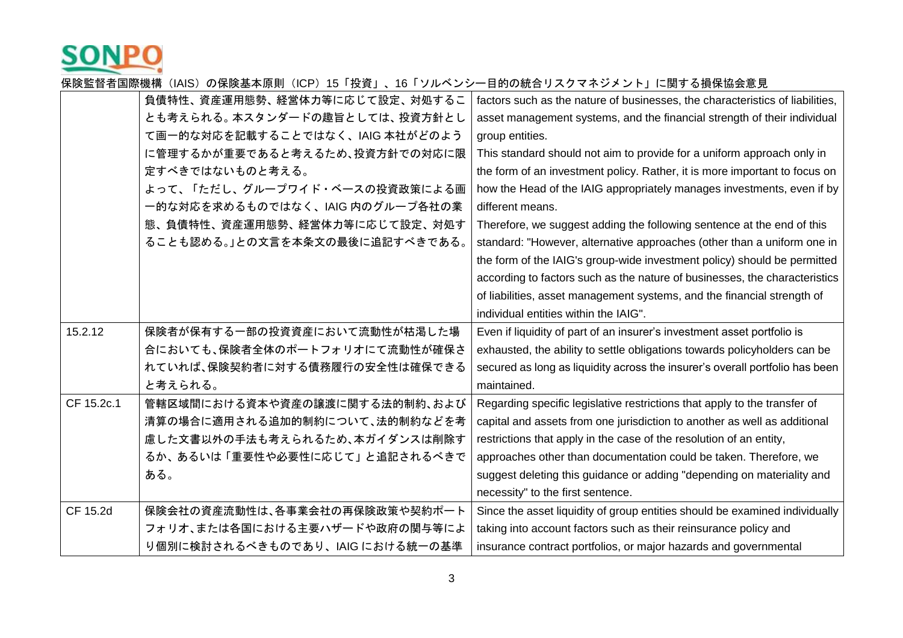| | | |
|---|---|---|
| | 負債特性、資産運用態勢、経営体力等に応じて設定、対処することも考えられる。本スタンダードの趣旨としては、投資方針として画一的な対応を記載することではなく、IAIG 本社がどのように管理するかが重要であると考えるため、投資方針での対応に限定すべきではないものと考える。<br>よって、「ただし、グループワイド・ベースの投資政策による画一的な対応を求めるものではなく、IAIG 内のグループ各社の業態、負債特性、資産運用態勢、経営体力等に応じて設定、対処することも認める。」との文言を本条文の最後に追記すべきである。 | factors such as the nature of businesses, the characteristics of liabilities, asset management systems, and the financial strength of their individual group entities.<br>This standard should not aim to provide for a uniform approach only in the form of an investment policy. Rather, it is more important to focus on how the Head of the IAIG appropriately manages investments, even if by different means.<br>Therefore, we suggest adding the following sentence at the end of this standard: "However, alternative approaches (other than a uniform one in the form of the IAIG's group-wide investment policy) should be permitted according to factors such as the nature of businesses, the characteristics of liabilities, asset management systems, and the financial strength of individual entities within the IAIG". |
| 15.2.12 | 保険者が保有する一部の投資資産において流動性が枯渇した場合においても、保険者全体のポートフォリオにて流動性が確保されていれば、保険契約者に対する債務履行の安全性は確保できると考えられる。 | Even if liquidity of part of an insurer's investment asset portfolio is exhausted, the ability to settle obligations towards policyholders can be secured as long as liquidity across the insurer's overall portfolio has been maintained. |
| CF 15.2c.1 | 管轄区域間における資本や資産の譲渡に関する法的制約、および清算の場合に適用される追加的制約について、法的制約などを考慮した文書以外の手法も考えられるため、本ガイダンスは削除するか、あるいは「重要性や必要性に応じて」と追記されるべきである。 | Regarding specific legislative restrictions that apply to the transfer of capital and assets from one jurisdiction to another as well as additional restrictions that apply in the case of the resolution of an entity, approaches other than documentation could be taken. Therefore, we suggest deleting this guidance or adding "depending on materiality and necessity" to the first sentence. |
| CF 15.2d | 保険会社の資産流動性は、各事業会社の再保険政策や契約ポートフォリオ、または各国における主要ハザードや政府の関与等により個別に検討されるべきものであり、IAIG における統一の基準 | Since the asset liquidity of group entities should be examined individually taking into account factors such as their reinsurance policy and insurance contract portfolios, or major hazards and governmental |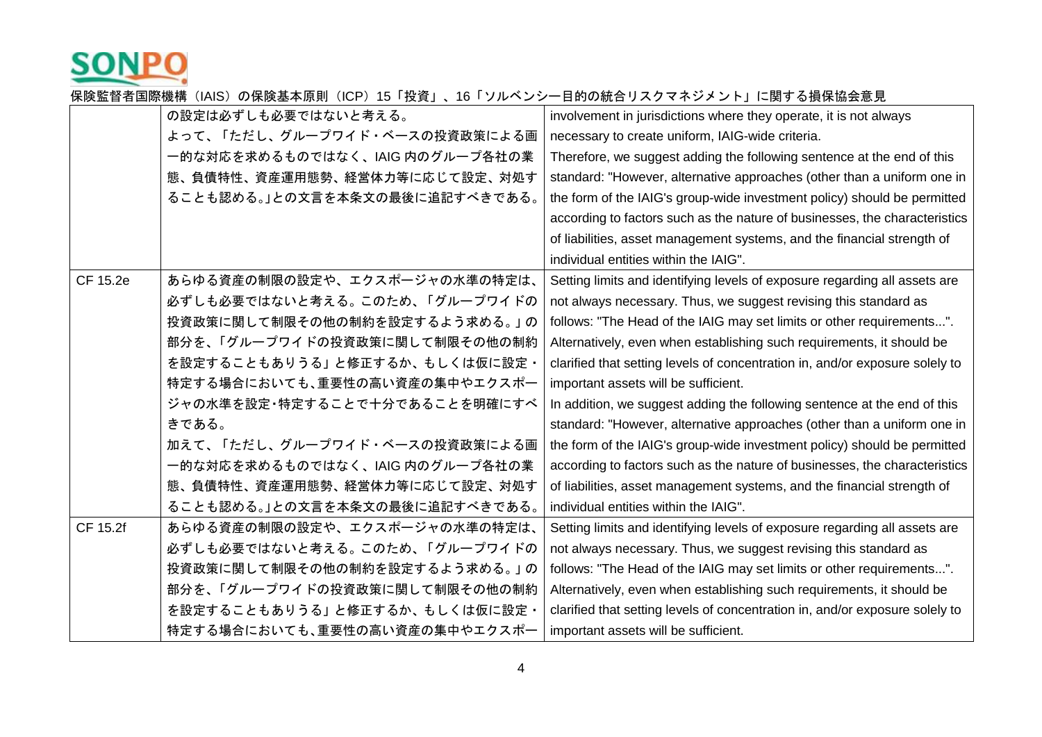| | | |
|---|---|---|
| | の設定は必ずしも必要ではないと考える。<br>よって、「ただし、グループワイド・ベースの投資政策による画一的な対応を求めるものではなく、IAIG 内のグループ各社の業態、負債特性、資産運用態勢、経営体力等に応じて設定、対処することも認める。」との文言を本条文の最後に追記すべきである。 | involvement in jurisdictions where they operate, it is not always necessary to create uniform, IAIG-wide criteria.<br>Therefore, we suggest adding the following sentence at the end of this standard: "However, alternative approaches (other than a uniform one in the form of the IAIG's group-wide investment policy) should be permitted according to factors such as the nature of businesses, the characteristics of liabilities, asset management systems, and the financial strength of individual entities within the IAIG". |
| CF 15.2e | あらゆる資産の制限の設定や、エクスポージャの水準の特定は、必ずしも必要ではないと考える。このため、「グループワイドの投資政策に関して制限その他の制約を設定するよう求める。」の部分を、「グループワイドの投資政策に関して制限その他の制約を設定することもありうる」と修正するか、もしくは仮に設定・特定する場合においても、重要性の高い資産の集中やエクスポージャの水準を設定・特定することで十分であることを明確にすべきである。<br>加えて、「ただし、グループワイド・ベースの投資政策による画一的な対応を求めるものではなく、IAIG 内のグループ各社の業態、負債特性、資産運用態勢、経営体力等に応じて設定、対処することも認める。」との文言を本条文の最後に追記すべきである。 | Setting limits and identifying levels of exposure regarding all assets are not always necessary. Thus, we suggest revising this standard as follows: "The Head of the IAIG may set limits or other requirements...". Alternatively, even when establishing such requirements, it should be clarified that setting levels of concentration in, and/or exposure solely to important assets will be sufficient.<br>In addition, we suggest adding the following sentence at the end of this standard: "However, alternative approaches (other than a uniform one in the form of the IAIG's group-wide investment policy) should be permitted according to factors such as the nature of businesses, the characteristics of liabilities, asset management systems, and the financial strength of individual entities within the IAIG". |
| CF 15.2f | あらゆる資産の制限の設定や、エクスポージャの水準の特定は、必ずしも必要ではないと考える。このため、「グループワイドの投資政策に関して制限その他の制約を設定するよう求める。」の部分を、「グループワイドの投資政策に関して制限その他の制約を設定することもありうる」と修正するか、もしくは仮に設定・特定する場合においても、重要性の高い資産の集中やエクスポー | Setting limits and identifying levels of exposure regarding all assets are not always necessary. Thus, we suggest revising this standard as follows: "The Head of the IAIG may set limits or other requirements...". Alternatively, even when establishing such requirements, it should be clarified that setting levels of concentration in, and/or exposure solely to important assets will be sufficient. |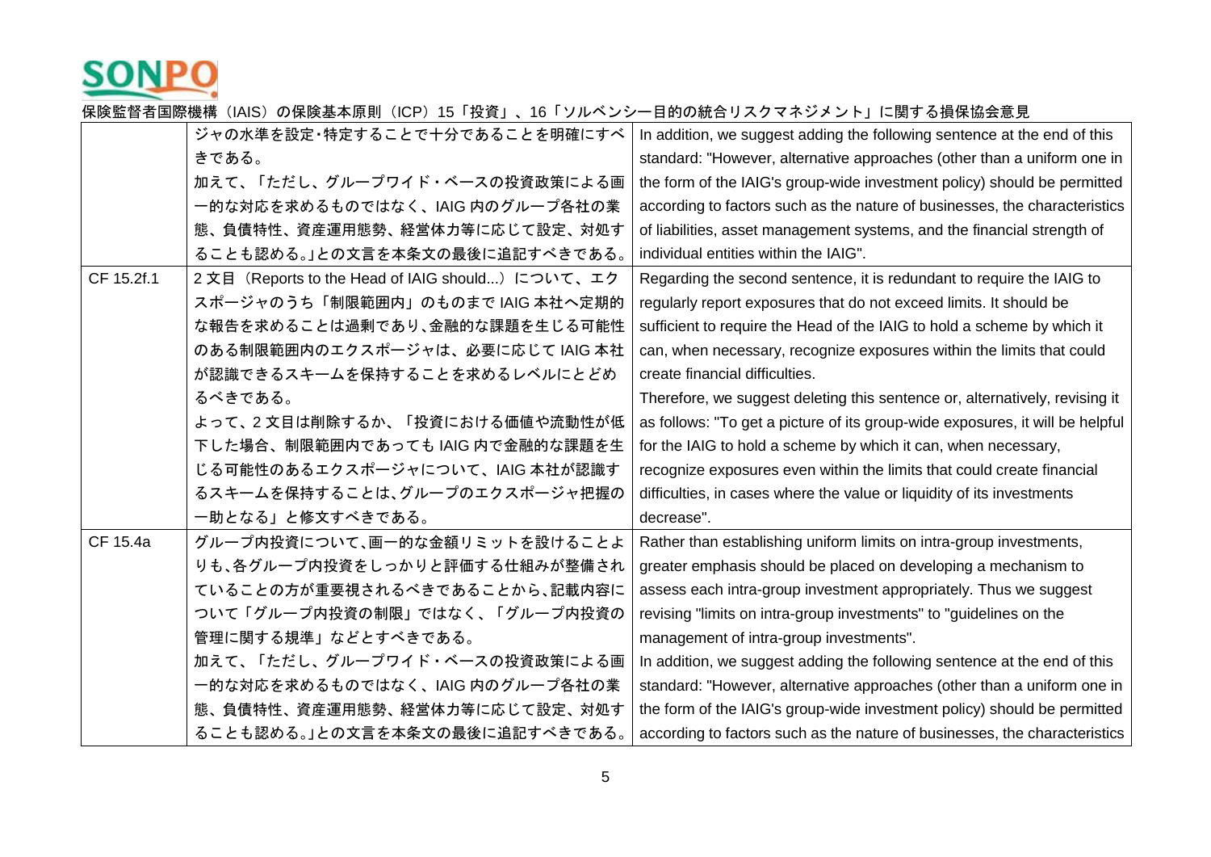| | | |
|---|---|---|
| | ジャの水準を設定・特定することで十分であることを明確にすべきである。<br>加えて、「ただし、グループワイド・ベースの投資政策による画一的な対応を求めるものではなく、IAIG 内のグループ各社の業態、負債特性、資産運用態勢、経営体力等に応じて設定、対処することも認める。」との文言を本条文の最後に追記すべきである。 | In addition, we suggest adding the following sentence at the end of this standard: "However, alternative approaches (other than a uniform one in the form of the IAIG's group-wide investment policy) should be permitted according to factors such as the nature of businesses, the characteristics of liabilities, asset management systems, and the financial strength of individual entities within the IAIG". |
| CF 15.2f.1 | 2 文目（Reports to the Head of IAIG should...）について、エクスポージャのうち「制限範囲内」のものまで IAIG 本社へ定期的な報告を求めることは過剰であり、金融的な課題を生じる可能性のある制限範囲内のエクスポージャは、必要に応じて IAIG 本社が認識できるスキームを保持することを求めるレベルにとどめるべきである。<br>よって、2 文目は削除するか、「投資における価値や流動性が低下した場合、制限範囲内であっても IAIG 内で金融的な課題を生じる可能性のあるエクスポージャについて、IAIG 本社が認識するスキームを保持することは、グループのエクスポージャ把握の一助となる」と修文すべきである。 | Regarding the second sentence, it is redundant to require the IAIG to regularly report exposures that do not exceed limits. It should be sufficient to require the Head of the IAIG to hold a scheme by which it can, when necessary, recognize exposures within the limits that could create financial difficulties.<br>Therefore, we suggest deleting this sentence or, alternatively, revising it as follows: "To get a picture of its group-wide exposures, it will be helpful for the IAIG to hold a scheme by which it can, when necessary, recognize exposures even within the limits that could create financial difficulties, in cases where the value or liquidity of its investments decrease". |
| CF 15.4a | グループ内投資について、画一的な金額リミットを設けることよりも、各グループ内投資をしっかりと評価する仕組みが整備されていることの方が重要視されるべきであることから、記載内容について「グループ内投資の制限」ではなく、「グループ内投資の管理に関する規準」などとすべきである。<br>加えて、「ただし、グループワイド・ベースの投資政策による画一的な対応を求めるものではなく、IAIG 内のグループ各社の業態、負債特性、資産運用態勢、経営体力等に応じて設定、対処することも認める。」との文言を本条文の最後に追記すべきである。 | Rather than establishing uniform limits on intra-group investments, greater emphasis should be placed on developing a mechanism to assess each intra-group investment appropriately. Thus we suggest revising "limits on intra-group investments" to "guidelines on the management of intra-group investments".<br>In addition, we suggest adding the following sentence at the end of this standard: "However, alternative approaches (other than a uniform one in the form of the IAIG's group-wide investment policy) should be permitted according to factors such as the nature of businesses, the characteristics |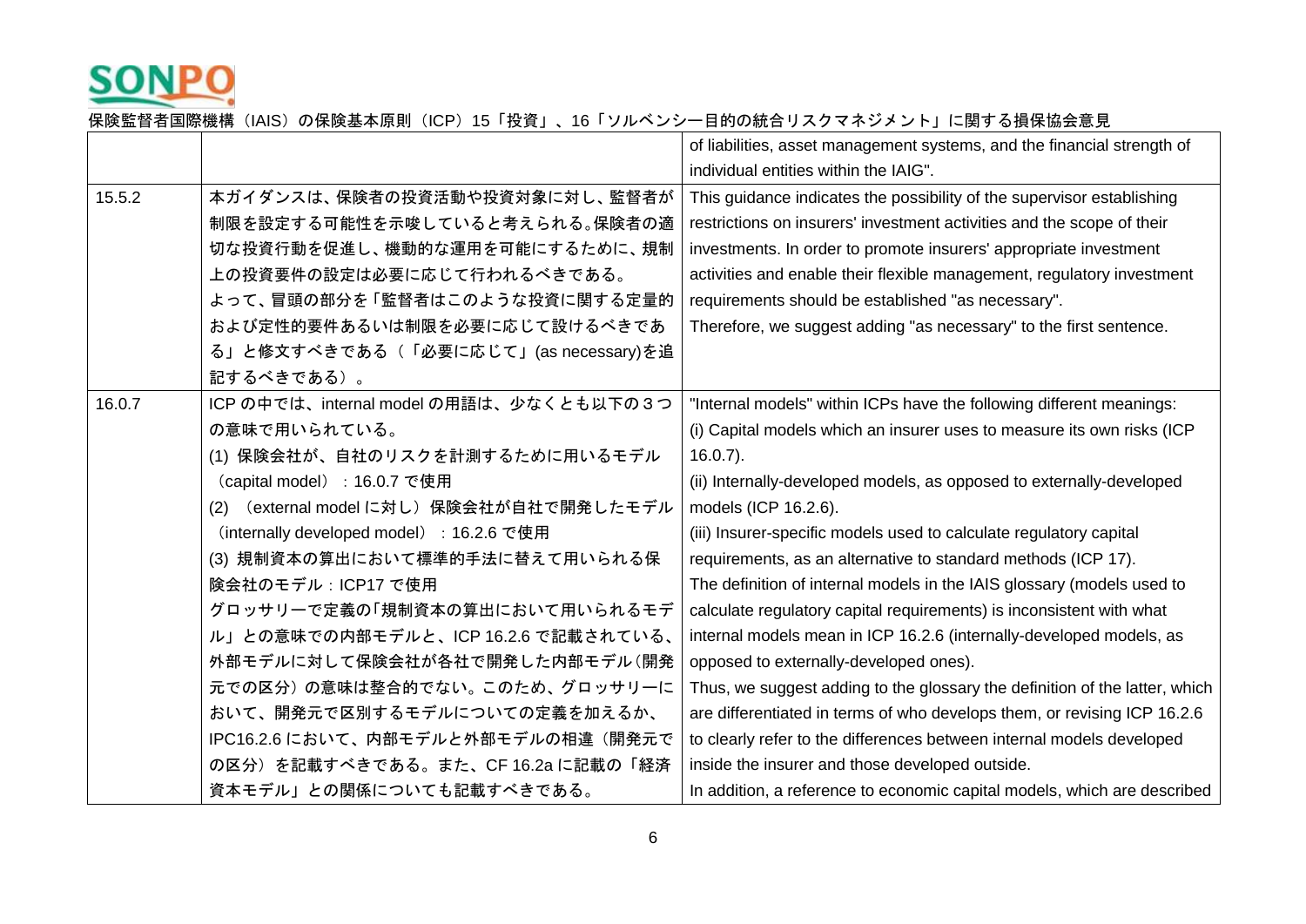| | | |
|---|---|---|
| | | of liabilities, asset management systems, and the financial strength of individual entities within the IAIG". |
| 15.5.2 | 本ガイダンスは、保険者の投資活動や投資対象に対し、監督者が制限を設定する可能性を示唆していると考えられる。保険者の適切な投資行動を促進し、機動的な運用を可能にするために、規制上の投資要件の設定は必要に応じて行われるべきである。<br>よって、冒頭の部分を「監督者はこのような投資に関する定量的および定性的要件あるいは制限を必要に応じて設けるべきである」と修文すべきである（「必要に応じて」(as necessary)を追記するべきである）。 | This guidance indicates the possibility of the supervisor establishing restrictions on insurers' investment activities and the scope of their investments. In order to promote insurers' appropriate investment activities and enable their flexible management, regulatory investment requirements should be established "as necessary".<br>Therefore, we suggest adding "as necessary" to the first sentence. |
| 16.0.7 | ICP の中では、internal model の用語は、少なくとも以下の３つの意味で用いられている。<br>(1) 保険会社が、自社のリスクを計測するために用いるモデル（capital model）：16.0.7 で使用<br>(2) （external model に対し）保険会社が自社で開発したモデル（internally developed model）：16.2.6 で使用<br>(3) 規制資本の算出において標準的手法に替えて用いられる保険会社のモデル：ICP17 で使用<br>グロッサリーで定義の「規制資本の算出において用いられるモデル」との意味での内部モデルと、ICP 16.2.6 で記載されている、外部モデルに対して保険会社が各社で開発した内部モデル（開発元での区分）の意味は整合的でない。このため、グロッサリーにおいて、開発元で区別するモデルについての定義を加えるか、IPC16.2.6 において、内部モデルと外部モデルの相違（開発元での区分）を記載すべきである。また、CF 16.2a に記載の「経済資本モデル」との関係についても記載すべきである。 | "Internal models" within ICPs have the following different meanings:<br>(i) Capital models which an insurer uses to measure its own risks (ICP 16.0.7).<br>(ii) Internally-developed models, as opposed to externally-developed models (ICP 16.2.6).<br>(iii) Insurer-specific models used to calculate regulatory capital requirements, as an alternative to standard methods (ICP 17).<br>The definition of internal models in the IAIS glossary (models used to calculate regulatory capital requirements) is inconsistent with what internal models mean in ICP 16.2.6 (internally-developed models, as opposed to externally-developed ones).<br>Thus, we suggest adding to the glossary the definition of the latter, which are differentiated in terms of who develops them, or revising ICP 16.2.6 to clearly refer to the differences between internal models developed inside the insurer and those developed outside.<br>In addition, a reference to economic capital models, which are described |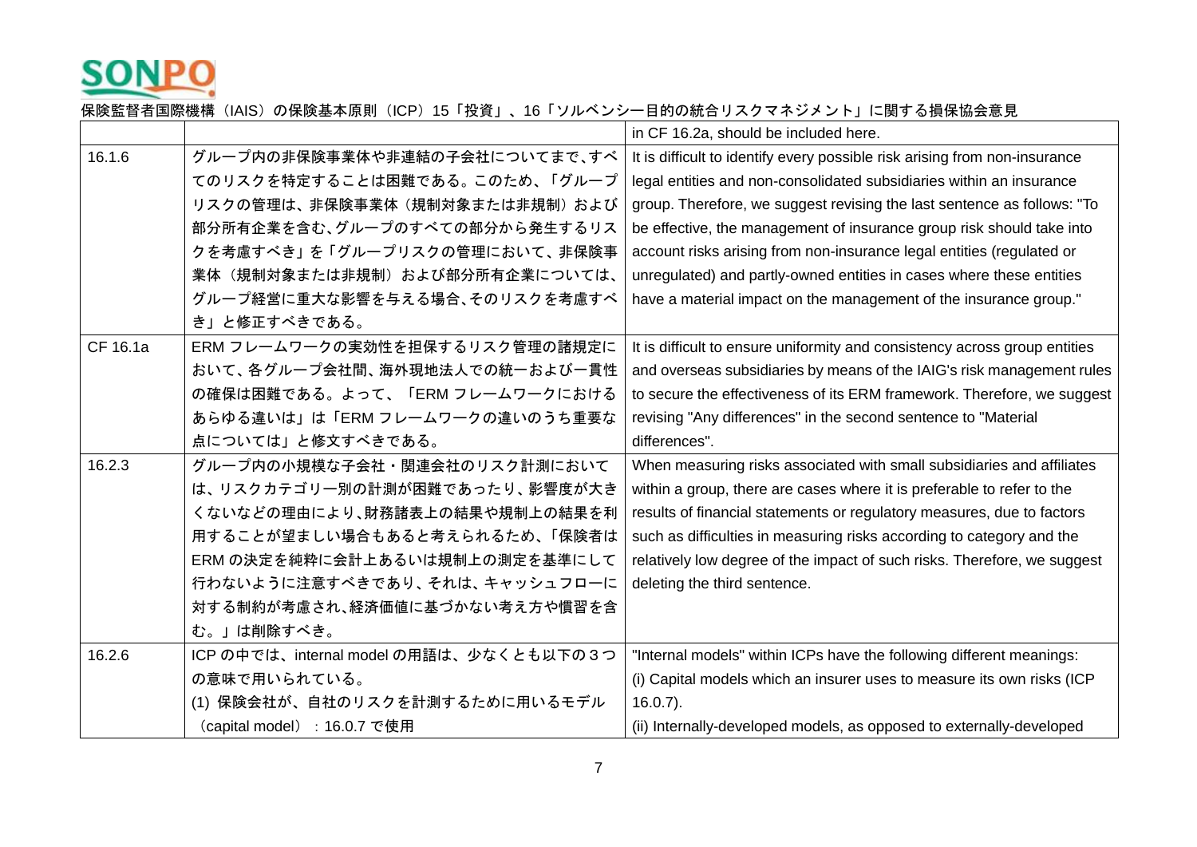保険監督者国際機構（IAIS）の保険基本原則（ICP）15「投資」、16「ソルベンシー目的の統合リスクマネジメント」に関する損保協会意見

| | | |
|---|---|---|
| | | in CF 16.2a, should be included here. |
| 16.1.6 | グループ内の非保険事業体や非連結の子会社についてまで、すべてのリスクを特定することは困難である。このため、「グループリスクの管理は、非保険事業体（規制対象または非規制）および部分所有企業を含む、グループのすべての部分から発生するリスクを考慮すべき」を「グループリスクの管理において、非保険事業体（規制対象または非規制）および部分所有企業については、グループ経営に重大な影響を与える場合、そのリスクを考慮すべき」と修正すべきである。 | It is difficult to identify every possible risk arising from non-insurance legal entities and non-consolidated subsidiaries within an insurance group. Therefore, we suggest revising the last sentence as follows: "To be effective, the management of insurance group risk should take into account risks arising from non-insurance legal entities (regulated or unregulated) and partly-owned entities in cases where these entities have a material impact on the management of the insurance group." |
| CF 16.1a | ERM フレームワークの実効性を担保するリスク管理の諸規定において、各グループ会社間、海外現地法人での統一および一貫性の確保は困難である。よって、「ERM フレームワークにおけるあらゆる違いは」は「ERM フレームワークの違いのうち重要な点については」と修文すべきである。 | It is difficult to ensure uniformity and consistency across group entities and overseas subsidiaries by means of the IAIG's risk management rules to secure the effectiveness of its ERM framework. Therefore, we suggest revising "Any differences" in the second sentence to "Material differences". |
| 16.2.3 | グループ内の小規模な子会社・関連会社のリスク計測においては、リスクカテゴリー別の計測が困難であったり、影響度が大きくないなどの理由により、財務諸表上の結果や規制上の結果を利用することが望ましい場合もあると考えられるため、「保険者は ERM の決定を純粋に会計上あるいは規制上の測定を基準にして行わないように注意すべきであり、それは、キャッシュフローに対する制約が考慮され、経済価値に基づかない考え方や慣習を含む。」は削除すべき。 | When measuring risks associated with small subsidiaries and affiliates within a group, there are cases where it is preferable to refer to the results of financial statements or regulatory measures, due to factors such as difficulties in measuring risks according to category and the relatively low degree of the impact of such risks. Therefore, we suggest deleting the third sentence. |
| 16.2.6 | ICP の中では、internal model の用語は、少なくとも以下の３つの意味で用いられている。<br>(1) 保険会社が、自社のリスクを計測するために用いるモデル（capital model）：16.0.7 で使用 | "Internal models" within ICPs have the following different meanings:<br>(i) Capital models which an insurer uses to measure its own risks (ICP 16.0.7).<br>(ii) Internally-developed models, as opposed to externally-developed |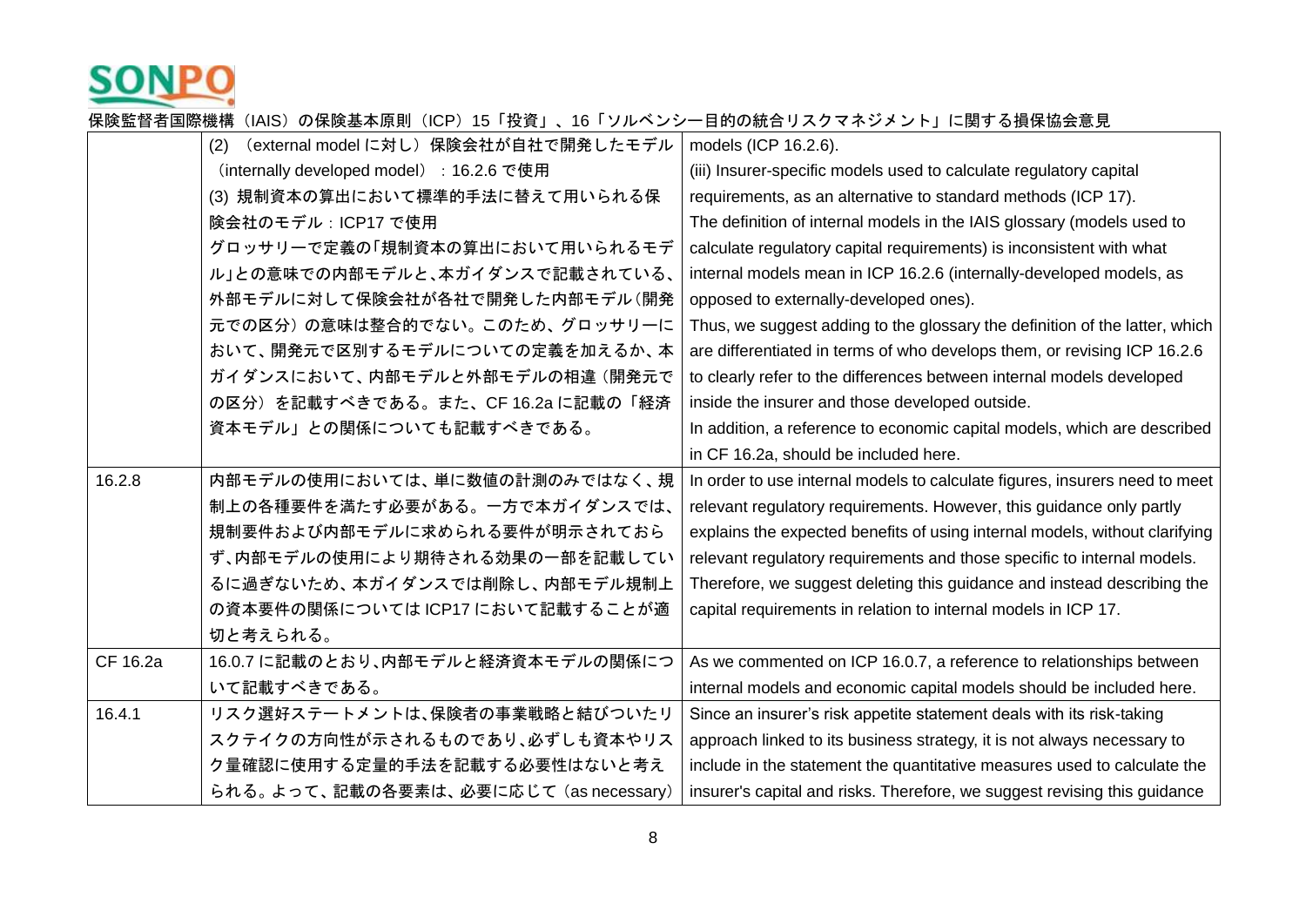| | | |
|---|---|---|
| | (2) （external model に対し）保険会社が自社で開発したモデル（internally developed model）：16.2.6 で使用<br>(3) 規制資本の算出において標準的手法に替えて用いられる保険会社のモデル：ICP17 で使用<br>グロッサリーで定義の「規制資本の算出において用いられるモデル」との意味での内部モデルと、本ガイダンスで記載されている、外部モデルに対して保険会社が各社で開発した内部モデル（開発元での区分）の意味は整合的でない。このため、グロッサリーにおいて、開発元で区別するモデルについての定義を加えるか、本ガイダンスにおいて、内部モデルと外部モデルの相違（開発元での区分）を記載すべきである。また、CF 16.2a に記載の「経済資本モデル」との関係についても記載すべきである。 | models (ICP 16.2.6).<br>(iii) Insurer-specific models used to calculate regulatory capital requirements, as an alternative to standard methods (ICP 17).<br>The definition of internal models in the IAIS glossary (models used to calculate regulatory capital requirements) is inconsistent with what internal models mean in ICP 16.2.6 (internally-developed models, as opposed to externally-developed ones).<br>Thus, we suggest adding to the glossary the definition of the latter, which are differentiated in terms of who develops them, or revising ICP 16.2.6 to clearly refer to the differences between internal models developed inside the insurer and those developed outside.<br>In addition, a reference to economic capital models, which are described in CF 16.2a, should be included here. |
| 16.2.8 | 内部モデルの使用においては、単に数値の計測のみではなく、規制上の各種要件を満たす必要がある。一方で本ガイダンスでは、規制要件および内部モデルに求められる要件が明示されておらず、内部モデルの使用により期待される効果の一部を記載しているに過ぎないため、本ガイダンスでは削除し、内部モデル規制上の資本要件の関係については ICP17 において記載することが適切と考えられる。 | In order to use internal models to calculate figures, insurers need to meet relevant regulatory requirements. However, this guidance only partly explains the expected benefits of using internal models, without clarifying relevant regulatory requirements and those specific to internal models. Therefore, we suggest deleting this guidance and instead describing the capital requirements in relation to internal models in ICP 17. |
| CF 16.2a | 16.0.7 に記載のとおり、内部モデルと経済資本モデルの関係について記載すべきである。 | As we commented on ICP 16.0.7, a reference to relationships between internal models and economic capital models should be included here. |
| 16.4.1 | リスク選好ステートメントは、保険者の事業戦略と結びついたリスクテイクの方向性が示されるものであり、必ずしも資本やリスク量確認に使用する定量的手法を記載する必要性はないと考えられる。よって、記載の各要素は、必要に応じて（as necessary） | Since an insurer's risk appetite statement deals with its risk-taking approach linked to its business strategy, it is not always necessary to include in the statement the quantitative measures used to calculate the insurer's capital and risks. Therefore, we suggest revising this guidance |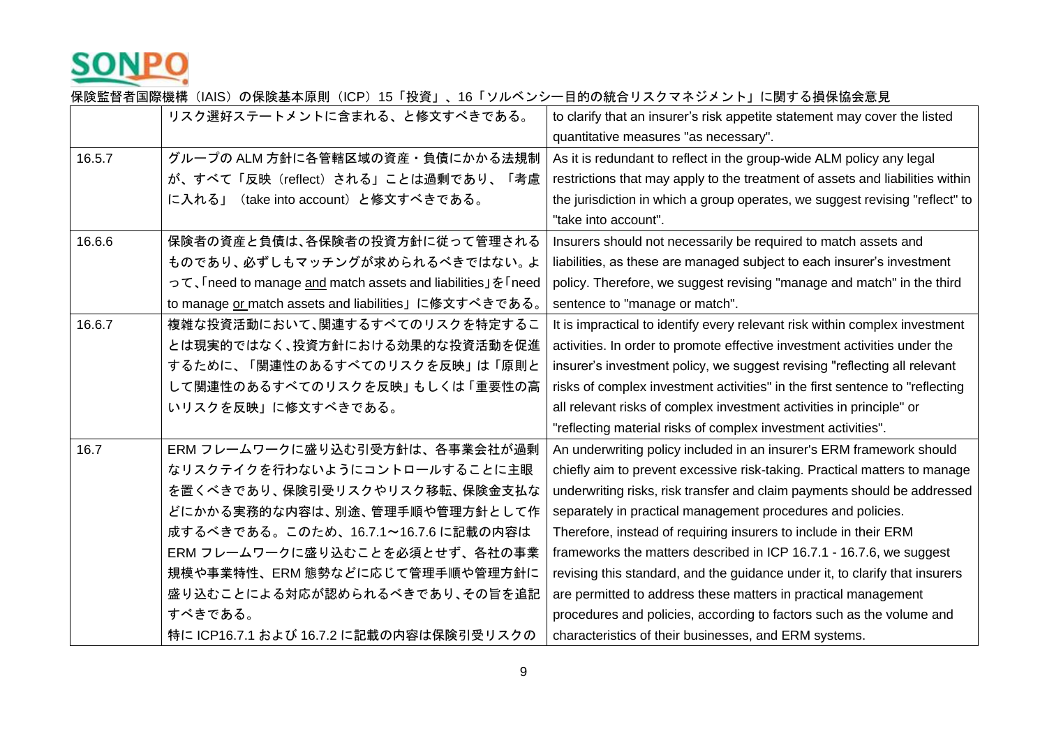| | | |
|---|---|---|
| | リスク選好ステートメントに含まれる、と修文すべきである。 | to clarify that an insurer's risk appetite statement may cover the listed quantitative measures "as necessary". |
| 16.5.7 | グループの ALM 方針に各管轄区域の資産・負債にかかる法規制が、すべて「反映（reflect）される」ことは過剰であり、「考慮に入れる」（take into account）と修文すべきである。 | As it is redundant to reflect in the group-wide ALM policy any legal restrictions that may apply to the treatment of assets and liabilities within the jurisdiction in which a group operates, we suggest revising "reflect" to "take into account". |
| 16.6.6 | 保険者の資産と負債は､各保険者の投資方針に従って管理されるものであり、必ずしもマッチングが求められるべきではない。よって､「need to manage <u>and</u> match assets and liabilities」を「need to manage <u>or</u> match assets and liabilities」に修文すべきである。 | Insurers should not necessarily be required to match assets and liabilities, as these are managed subject to each insurer's investment policy. Therefore, we suggest revising "manage and match" in the third sentence to "manage or match". |
| 16.6.7 | 複雑な投資活動において､関連するすべてのリスクを特定することは現実的ではなく､投資方針における効果的な投資活動を促進するために、「関連性のあるすべてのリスクを反映」は「原則として関連性のあるすべてのリスクを反映」もしくは「重要性の高いリスクを反映」に修文すべきである。 | It is impractical to identify every relevant risk within complex investment activities. In order to promote effective investment activities under the insurer's investment policy, we suggest revising "reflecting all relevant risks of complex investment activities" in the first sentence to "reflecting all relevant risks of complex investment activities in principle" or "reflecting material risks of complex investment activities". |
| 16.7 | ERM フレームワークに盛り込む引受方針は、各事業会社が過剰なリスクテイクを行わないようにコントロールすることに主眼を置くべきであり、保険引受リスクやリスク移転、保険金支払などにかかる実務的な内容は、別途、管理手順や管理方針として作成するべきである。このため、16.7.1〜16.7.6 に記載の内容は ERM フレームワークに盛り込むことを必須とせず、各社の事業規模や事業特性、ERM 態勢などに応じて管理手順や管理方針に盛り込むことによる対応が認められるべきであり､その旨を追記すべきである。<br>特に ICP16.7.1 および 16.7.2 に記載の内容は保険引受リスクの | An underwriting policy included in an insurer's ERM framework should chiefly aim to prevent excessive risk-taking. Practical matters to manage underwriting risks, risk transfer and claim payments should be addressed separately in practical management procedures and policies.<br>Therefore, instead of requiring insurers to include in their ERM frameworks the matters described in ICP 16.7.1 - 16.7.6, we suggest revising this standard, and the guidance under it, to clarify that insurers are permitted to address these matters in practical management procedures and policies, according to factors such as the volume and characteristics of their businesses, and ERM systems. |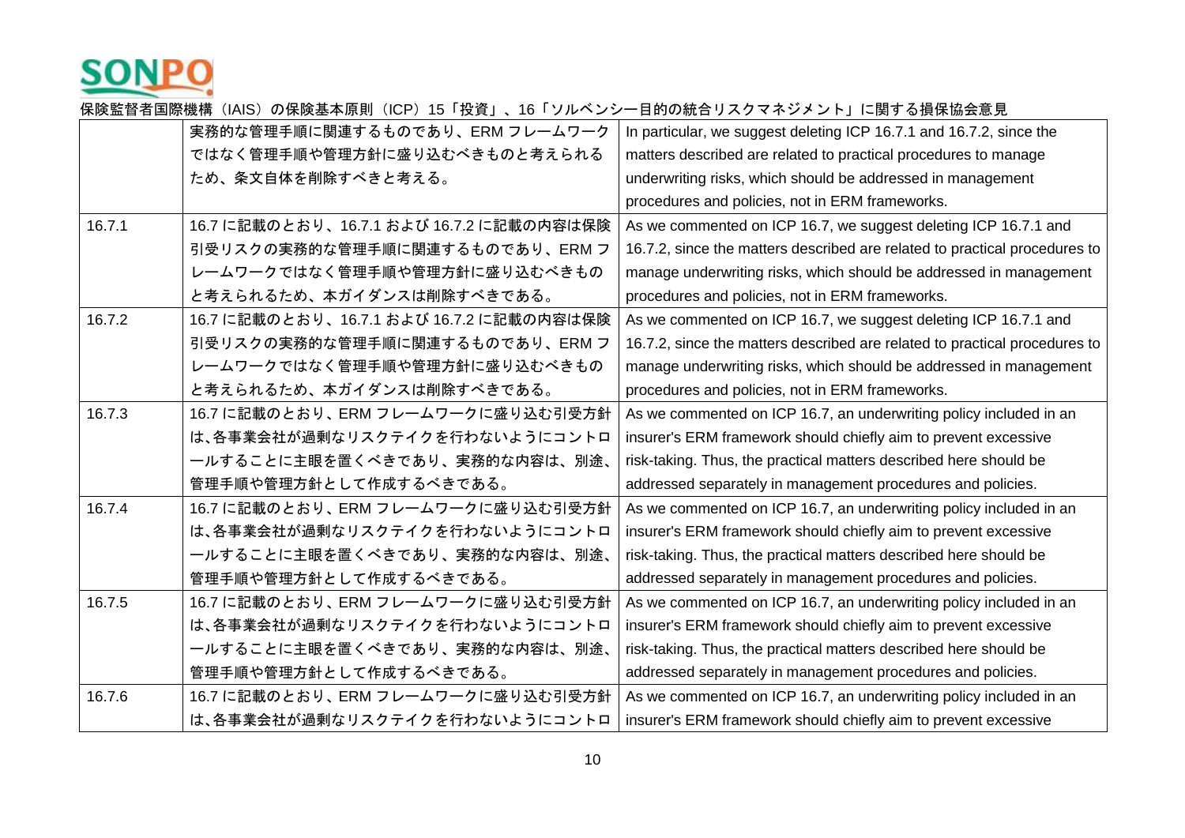| | | |
|---|---|---|
| | 実務的な管理手順に関連するものであり、ERM フレームワークではなく管理手順や管理方針に盛り込むべきものと考えられるため、条文自体を削除すべきと考える。 | In particular, we suggest deleting ICP 16.7.1 and 16.7.2, since the matters described are related to practical procedures to manage underwriting risks, which should be addressed in management procedures and policies, not in ERM frameworks. |
| 16.7.1 | 16.7 に記載のとおり、16.7.1 および 16.7.2 に記載の内容は保険引受リスクの実務的な管理手順に関連するものであり、ERM フレームワークではなく管理手順や管理方針に盛り込むべきものと考えられるため、本ガイダンスは削除すべきである。 | As we commented on ICP 16.7, we suggest deleting ICP 16.7.1 and 16.7.2, since the matters described are related to practical procedures to manage underwriting risks, which should be addressed in management procedures and policies, not in ERM frameworks. |
| 16.7.2 | 16.7 に記載のとおり、16.7.1 および 16.7.2 に記載の内容は保険引受リスクの実務的な管理手順に関連するものであり、ERM フレームワークではなく管理手順や管理方針に盛り込むべきものと考えられるため、本ガイダンスは削除すべきである。 | As we commented on ICP 16.7, we suggest deleting ICP 16.7.1 and 16.7.2, since the matters described are related to practical procedures to manage underwriting risks, which should be addressed in management procedures and policies, not in ERM frameworks. |
| 16.7.3 | 16.7 に記載のとおり、ERM フレームワークに盛り込む引受方針は、各事業会社が過剰なリスクテイクを行わないようにコントロールすることに主眼を置くべきであり、実務的な内容は、別途、管理手順や管理方針として作成するべきである。 | As we commented on ICP 16.7, an underwriting policy included in an insurer's ERM framework should chiefly aim to prevent excessive risk-taking. Thus, the practical matters described here should be addressed separately in management procedures and policies. |
| 16.7.4 | 16.7 に記載のとおり、ERM フレームワークに盛り込む引受方針は、各事業会社が過剰なリスクテイクを行わないようにコントロールすることに主眼を置くべきであり、実務的な内容は、別途、管理手順や管理方針として作成するべきである。 | As we commented on ICP 16.7, an underwriting policy included in an insurer's ERM framework should chiefly aim to prevent excessive risk-taking. Thus, the practical matters described here should be addressed separately in management procedures and policies. |
| 16.7.5 | 16.7 に記載のとおり、ERM フレームワークに盛り込む引受方針は、各事業会社が過剰なリスクテイクを行わないようにコントロールすることに主眼を置くべきであり、実務的な内容は、別途、管理手順や管理方針として作成するべきである。 | As we commented on ICP 16.7, an underwriting policy included in an insurer's ERM framework should chiefly aim to prevent excessive risk-taking. Thus, the practical matters described here should be addressed separately in management procedures and policies. |
| 16.7.6 | 16.7 に記載のとおり、ERM フレームワークに盛り込む引受方針は、各事業会社が過剰なリスクテイクを行わないようにコントロ | As we commented on ICP 16.7, an underwriting policy included in an insurer's ERM framework should chiefly aim to prevent excessive |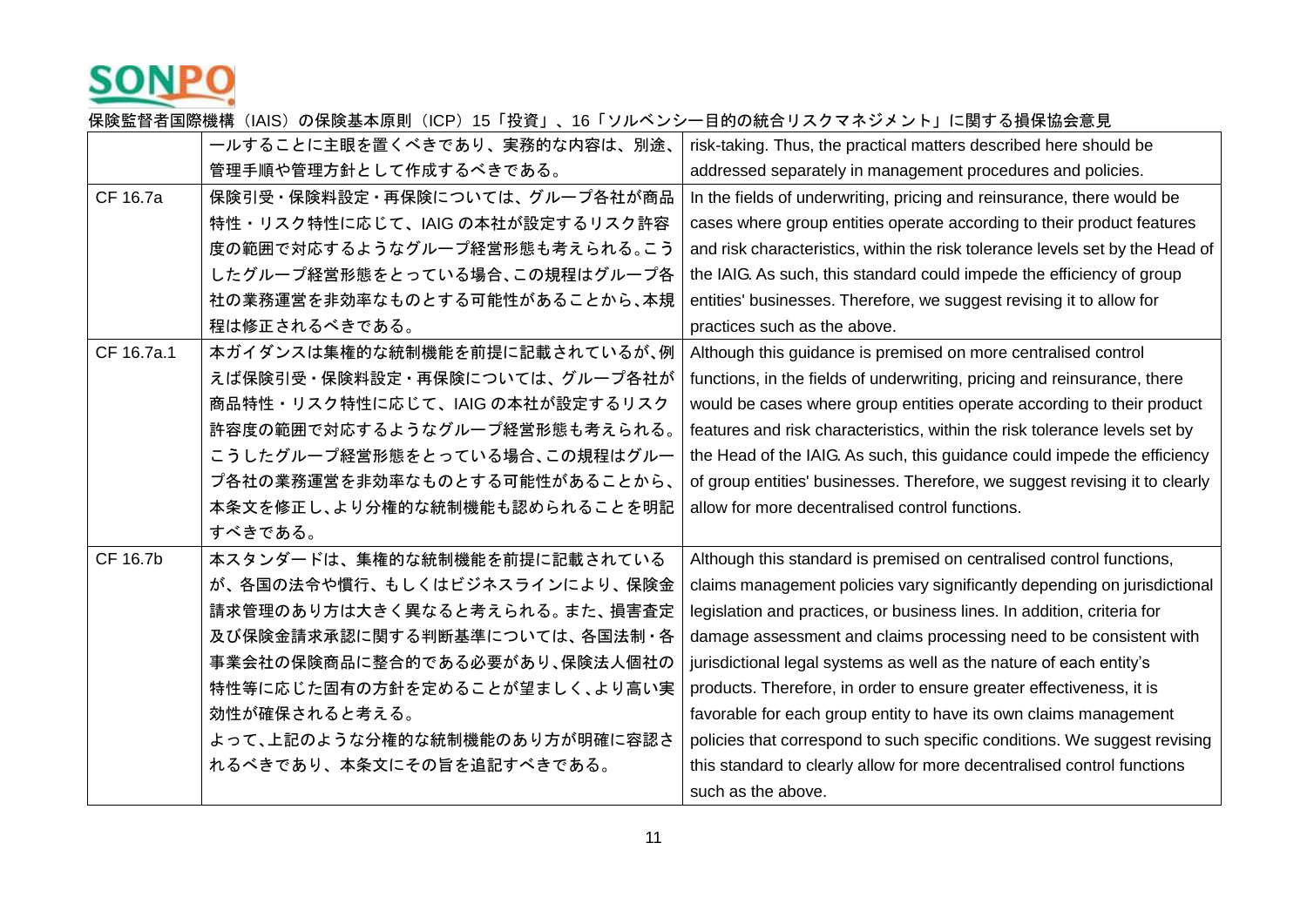| | | |
|---|---|---|
| | ールすることに主眼を置くべきであり、実務的な内容は、別途、管理手順や管理方針として作成するべきである。 | risk-taking. Thus, the practical matters described here should be addressed separately in management procedures and policies. |
| CF 16.7a | 保険引受・保険料設定・再保険については、グループ各社が商品特性・リスク特性に応じて、IAIG の本社が設定するリスク許容度の範囲で対応するようなグループ経営形態も考えられる。こうしたグループ経営形態をとっている場合、この規程はグループ各社の業務運営を非効率なものとする可能性があることから、本規程は修正されるべきである。 | In the fields of underwriting, pricing and reinsurance, there would be cases where group entities operate according to their product features and risk characteristics, within the risk tolerance levels set by the Head of the IAIG. As such, this standard could impede the efficiency of group entities' businesses. Therefore, we suggest revising it to allow for practices such as the above. |
| CF 16.7a.1 | 本ガイダンスは集権的な統制機能を前提に記載されているが、例えば保険引受・保険料設定・再保険については、グループ各社が商品特性・リスク特性に応じて、IAIG の本社が設定するリスク許容度の範囲で対応するようなグループ経営形態も考えられる。こうしたグループ経営形態をとっている場合、この規程はグループ各社の業務運営を非効率なものとする可能性があることから、本条文を修正し、より分権的な統制機能も認められることを明記すべきである。 | Although this guidance is premised on more centralised control functions, in the fields of underwriting, pricing and reinsurance, there would be cases where group entities operate according to their product features and risk characteristics, within the risk tolerance levels set by the Head of the IAIG. As such, this guidance could impede the efficiency of group entities' businesses. Therefore, we suggest revising it to clearly allow for more decentralised control functions. |
| CF 16.7b | 本スタンダードは、集権的な統制機能を前提に記載されているが、各国の法令や慣行、もしくはビジネスラインにより、保険金請求管理のあり方は大きく異なると考えられる。また、損害査定及び保険金請求承認に関する判断基準については、各国法制・各事業会社の保険商品に整合的である必要があり、保険法人個社の特性等に応じた固有の方針を定めることが望ましく、より高い実効性が確保されると考える。<br>よって、上記のような分権的な統制機能のあり方が明確に容認されるべきであり、本条文にその旨を追記すべきである。 | Although this standard is premised on centralised control functions, claims management policies vary significantly depending on jurisdictional legislation and practices, or business lines. In addition, criteria for damage assessment and claims processing need to be consistent with jurisdictional legal systems as well as the nature of each entity's products. Therefore, in order to ensure greater effectiveness, it is favorable for each group entity to have its own claims management policies that correspond to such specific conditions. We suggest revising this standard to clearly allow for more decentralised control functions such as the above. |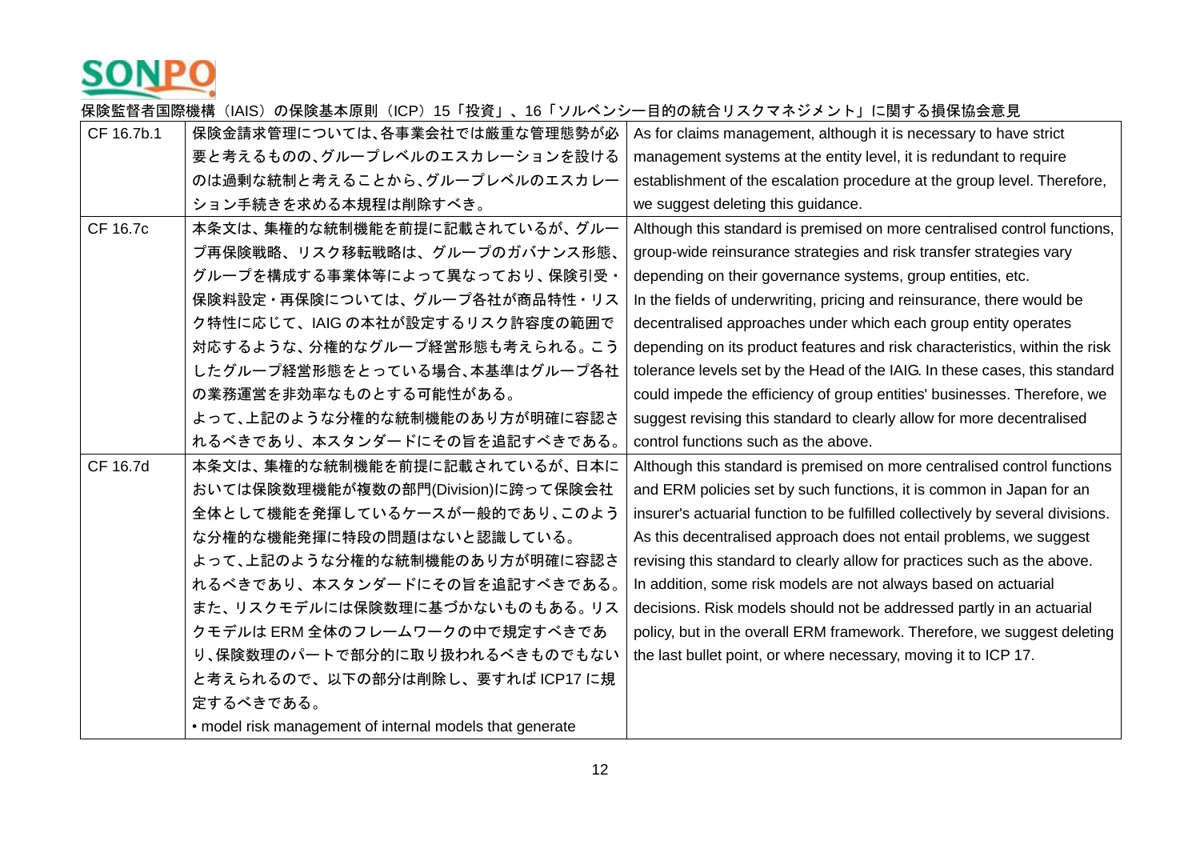| CF 16.7b.1 | 保険金請求管理については、各事業会社では厳重な管理態勢が必要と考えるものの、グループレベルのエスカレーションを設けるのは過剰な統制と考えることから、グループレベルのエスカレーション手続きを求める本規程は削除すべき。 | As for claims management, although it is necessary to have strict management systems at the entity level, it is redundant to require establishment of the escalation procedure at the group level. Therefore, we suggest deleting this guidance. |
|---|---|---|
| CF 16.7c | 本条文は、集権的な統制機能を前提に記載されているが、グループ再保険戦略、リスク移転戦略は、グループのガバナンス形態、グループを構成する事業体等によって異なっており、保険引受・保険料設定・再保険については、グループ各社が商品特性・リスク特性に応じて、IAIG の本社が設定するリスク許容度の範囲で対応するような、分権的なグループ経営形態も考えられる。こうしたグループ経営形態をとっている場合、本基準はグループ各社の業務運営を非効率なものとする可能性がある。<br>よって、上記のような分権的な統制機能のあり方が明確に容認されるべきであり、本スタンダードにその旨を追記すべきである。 | Although this standard is premised on more centralised control functions, group-wide reinsurance strategies and risk transfer strategies vary depending on their governance systems, group entities, etc.<br>In the fields of underwriting, pricing and reinsurance, there would be decentralised approaches under which each group entity operates depending on its product features and risk characteristics, within the risk tolerance levels set by the Head of the IAIG. In these cases, this standard could impede the efficiency of group entities' businesses. Therefore, we suggest revising this standard to clearly allow for more decentralised control functions such as the above. |
| CF 16.7d | 本条文は、集権的な統制機能を前提に記載されているが、日本においては保険数理機能が複数の部門(Division)に跨って保険会社全体として機能を発揮しているケースが一般的であり、このような分権的な機能発揮に特段の問題はないと認識している。<br>よって、上記のような分権的な統制機能のあり方が明確に容認されるべきであり、本スタンダードにその旨を追記すべきである。<br>また、リスクモデルには保険数理に基づかないものもある。リスクモデルは ERM 全体のフレームワークの中で規定すべきであり、保険数理のパートで部分的に取り扱われるべきものでもないと考えられるので、以下の部分は削除し、要すれば ICP17 に規定するべきである。<br>• model risk management of internal models that generate | Although this standard is premised on more centralised control functions and ERM policies set by such functions, it is common in Japan for an insurer's actuarial function to be fulfilled collectively by several divisions. As this decentralised approach does not entail problems, we suggest revising this standard to clearly allow for practices such as the above.<br>In addition, some risk models are not always based on actuarial decisions. Risk models should not be addressed partly in an actuarial policy, but in the overall ERM framework. Therefore, we suggest deleting the last bullet point, or where necessary, moving it to ICP 17. |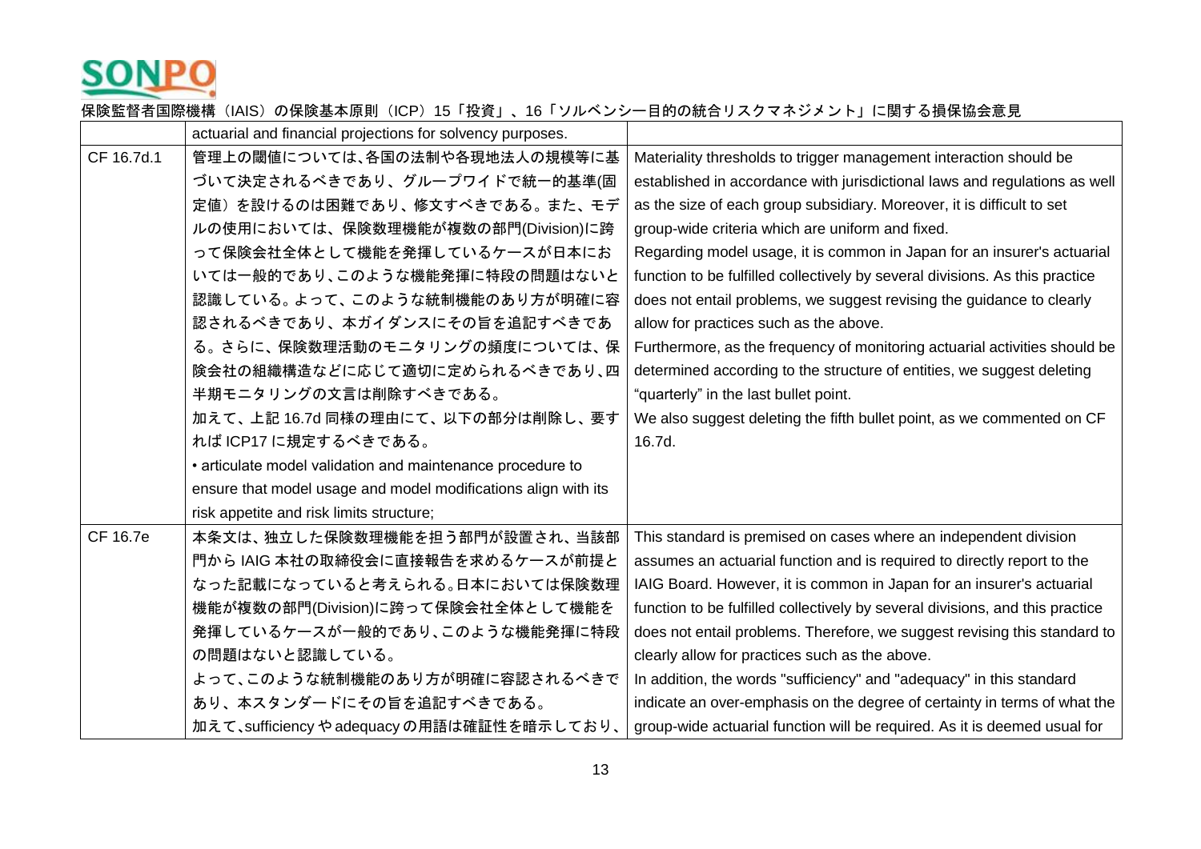| | | |
|---|---|---|
| | actuarial and financial projections for solvency purposes. | |
| CF 16.7d.1 | 管理上の閾値については、各国の法制や各現地法人の規模等に基づいて決定されるべきであり、グループワイドで統一的基準(固定値）を設けるのは困難であり、修文すべきである。また、モデルの使用においては、保険数理機能が複数の部門(Division)に跨って保険会社全体として機能を発揮しているケースが日本においては一般的であり、このような機能発揮に特段の問題はないと認識している。よって、このような統制機能のあり方が明確に容認されるべきであり、本ガイダンスにその旨を追記すべきである。さらに、保険数理活動のモニタリングの頻度については、保険会社の組織構造などに応じて適切に定められるべきであり、四半期モニタリングの文言は削除すべきである。<br>加えて、上記 16.7d 同様の理由にて、以下の部分は削除し、要すれば ICP17 に規定するべきである。<br>• articulate model validation and maintenance procedure to ensure that model usage and model modifications align with its risk appetite and risk limits structure; | Materiality thresholds to trigger management interaction should be established in accordance with jurisdictional laws and regulations as well as the size of each group subsidiary. Moreover, it is difficult to set group-wide criteria which are uniform and fixed.<br>Regarding model usage, it is common in Japan for an insurer's actuarial function to be fulfilled collectively by several divisions. As this practice does not entail problems, we suggest revising the guidance to clearly allow for practices such as the above.<br>Furthermore, as the frequency of monitoring actuarial activities should be determined according to the structure of entities, we suggest deleting "quarterly" in the last bullet point.<br>We also suggest deleting the fifth bullet point, as we commented on CF 16.7d. |
| CF 16.7e | 本条文は、独立した保険数理機能を担う部門が設置され、当該部門から IAIG 本社の取締役会に直接報告を求めるケースが前提となった記載になっていると考えられる。日本においては保険数理機能が複数の部門(Division)に跨って保険会社全体として機能を発揮しているケースが一般的であり、このような機能発揮に特段の問題はないと認識している。<br>よって、このような統制機能のあり方が明確に容認されるべきであり、本スタンダードにその旨を追記すべきである。<br>加えて、sufficiency や adequacy の用語は確証性を暗示しており、 | This standard is premised on cases where an independent division assumes an actuarial function and is required to directly report to the IAIG Board. However, it is common in Japan for an insurer's actuarial function to be fulfilled collectively by several divisions, and this practice does not entail problems. Therefore, we suggest revising this standard to clearly allow for practices such as the above.<br>In addition, the words "sufficiency" and "adequacy" in this standard indicate an over-emphasis on the degree of certainty in terms of what the group-wide actuarial function will be required. As it is deemed usual for |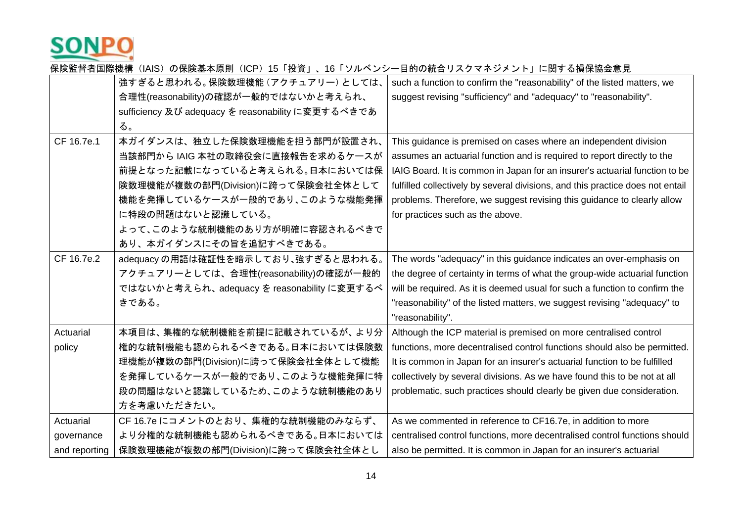| | | |
|---|---|---|
| | 強すぎると思われる。保険数理機能（アクチュアリー）としては、合理性(reasonability)の確認が一般的ではないかと考えられ、sufficiency 及び adequacy を reasonability に変更するべきである。 | such a function to confirm the "reasonability" of the listed matters, we suggest revising "sufficiency" and "adequacy" to "reasonability". |
| CF 16.7e.1 | 本ガイダンスは、独立した保険数理機能を担う部門が設置され、当該部門から IAIG 本社の取締役会に直接報告を求めるケースが前提となった記載になっていると考えられる。日本においては保険数理機能が複数の部門(Division)に跨って保険会社全体として機能を発揮しているケースが一般的であり、このような機能発揮に特段の問題はないと認識している。よって、このような統制機能のあり方が明確に容認されるべきであり、本ガイダンスにその旨を追記すべきである。 | This guidance is premised on cases where an independent division assumes an actuarial function and is required to report directly to the IAIG Board. It is common in Japan for an insurer's actuarial function to be fulfilled collectively by several divisions, and this practice does not entail problems. Therefore, we suggest revising this guidance to clearly allow for practices such as the above. |
| CF 16.7e.2 | adequacy の用語は確証性を暗示しており、強すぎると思われる。アクチュアリーとしては、合理性(reasonability)の確認が一般的ではないかと考えられ、adequacy を reasonability に変更するべきである。 | The words "adequacy" in this guidance indicates an over-emphasis on the degree of certainty in terms of what the group-wide actuarial function will be required. As it is deemed usual for such a function to confirm the "reasonability" of the listed matters, we suggest revising "adequacy" to "reasonability". |
| Actuarial policy | 本項目は、集権的な統制機能を前提に記載されているが、より分権的な統制機能も認められるべきである。日本においては保険数理機能が複数の部門(Division)に跨って保険会社全体として機能を発揮しているケースが一般的であり、このような機能発揮に特段の問題はないと認識しているため、このような統制機能のあり方を考慮いただきたい。 | Although the ICP material is premised on more centralised control functions, more decentralised control functions should also be permitted. It is common in Japan for an insurer's actuarial function to be fulfilled collectively by several divisions. As we have found this to be not at all problematic, such practices should clearly be given due consideration. |
| Actuarial governance and reporting | CF 16.7e にコメントのとおり、集権的な統制機能のみならず、より分権的な統制機能も認められるべきである。日本においては保険数理機能が複数の部門(Division)に跨って保険会社全体とし | As we commented in reference to CF16.7e, in addition to more centralised control functions, more decentralised control functions should also be permitted. It is common in Japan for an insurer's actuarial |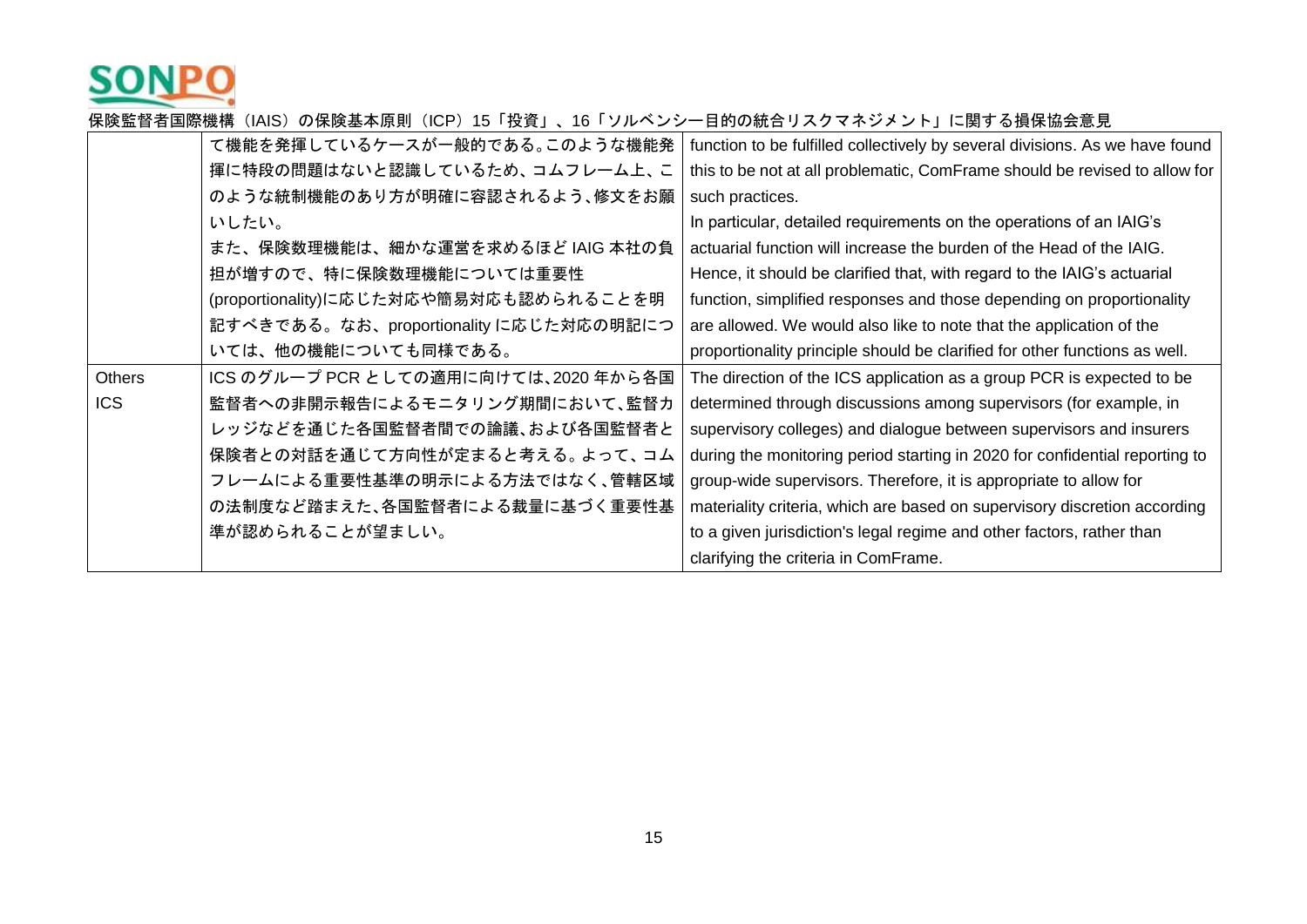| | | |
|---|---|---|
| | て機能を発揮しているケースが一般的である。このような機能発揮に特段の問題はないと認識しているため、コムフレーム上、このような統制機能のあり方が明確に容認されるよう、修文をお願いしたい。<br>また、保険数理機能は、細かな運営を求めるほど IAIG 本社の負担が増すので、特に保険数理機能については重要性(proportionality)に応じた対応や簡易対応も認められることを明記すべきである。なお、proportionality に応じた対応の明記については、他の機能についても同様である。 | function to be fulfilled collectively by several divisions. As we have found this to be not at all problematic, ComFrame should be revised to allow for such practices.<br>In particular, detailed requirements on the operations of an IAIG's actuarial function will increase the burden of the Head of the IAIG. Hence, it should be clarified that, with regard to the IAIG's actuarial function, simplified responses and those depending on proportionality are allowed. We would also like to note that the application of the proportionality principle should be clarified for other functions as well. |
| Others<br>ICS | ICS のグループ PCR としての適用に向けては、2020 年から各国監督者への非開示報告によるモニタリング期間において、監督カレッジなどを通じた各国監督者間での論議、および各国監督者と保険者との対話を通じて方向性が定まると考える。よって、コムフレームによる重要性基準の明示による方法ではなく、管轄区域の法制度など踏まえた、各国監督者による裁量に基づく重要性基準が認められることが望ましい。 | The direction of the ICS application as a group PCR is expected to be determined through discussions among supervisors (for example, in supervisory colleges) and dialogue between supervisors and insurers during the monitoring period starting in 2020 for confidential reporting to group-wide supervisors. Therefore, it is appropriate to allow for materiality criteria, which are based on supervisory discretion according to a given jurisdiction's legal regime and other factors, rather than clarifying the criteria in ComFrame. |